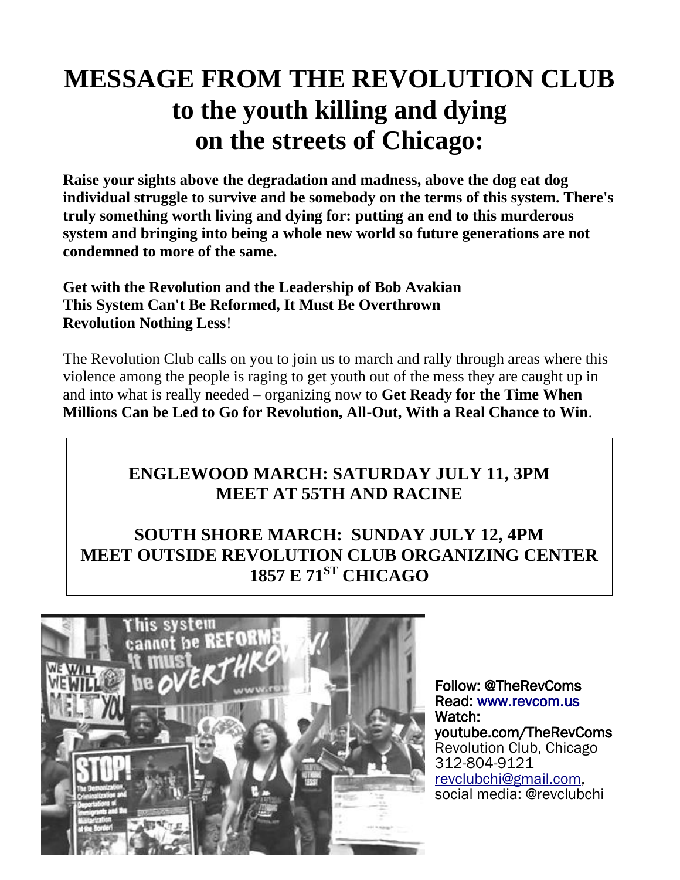# MESSAGE FROM THE REVOLUTION CLUB
# to the youth killing and dying on the streets of Chicago:

**Raise your sights above the degradation and madness, above the dog eat dog individual struggle to survive and be somebody on the terms of this system. There's truly something worth living and dying for: putting an end to this murderous system and bringing into being a whole new world so future generations are not condemned to more of the same.**

**Get with the Revolution and the Leadership of Bob Avakian**
**This System Can't Be Reformed, It Must Be Overthrown**
**Revolution Nothing Less**!

The Revolution Club calls on you to join us to march and rally through areas where this violence among the people is raging to get youth out of the mess they are caught up in and into what is really needed – organizing now to **Get Ready for the Time When Millions Can be Led to Go for Revolution, All-Out, With a Real Chance to Win**.

**ENGLEWOOD MARCH: SATURDAY JULY 11, 3PM**
**MEET AT 55TH AND RACINE**

**SOUTH SHORE MARCH: SUNDAY JULY 12, 4PM**
**MEET OUTSIDE REVOLUTION CLUB ORGANIZING CENTER**
**1857 E 71ST CHICAGO**

Follow: @TheRevComs
Read: www.revcom.us
Watch: youtube.com/TheRevComs
Revolution Club, Chicago
312-804-9121
revclubchi@gmail.com,
social media: @revclubchi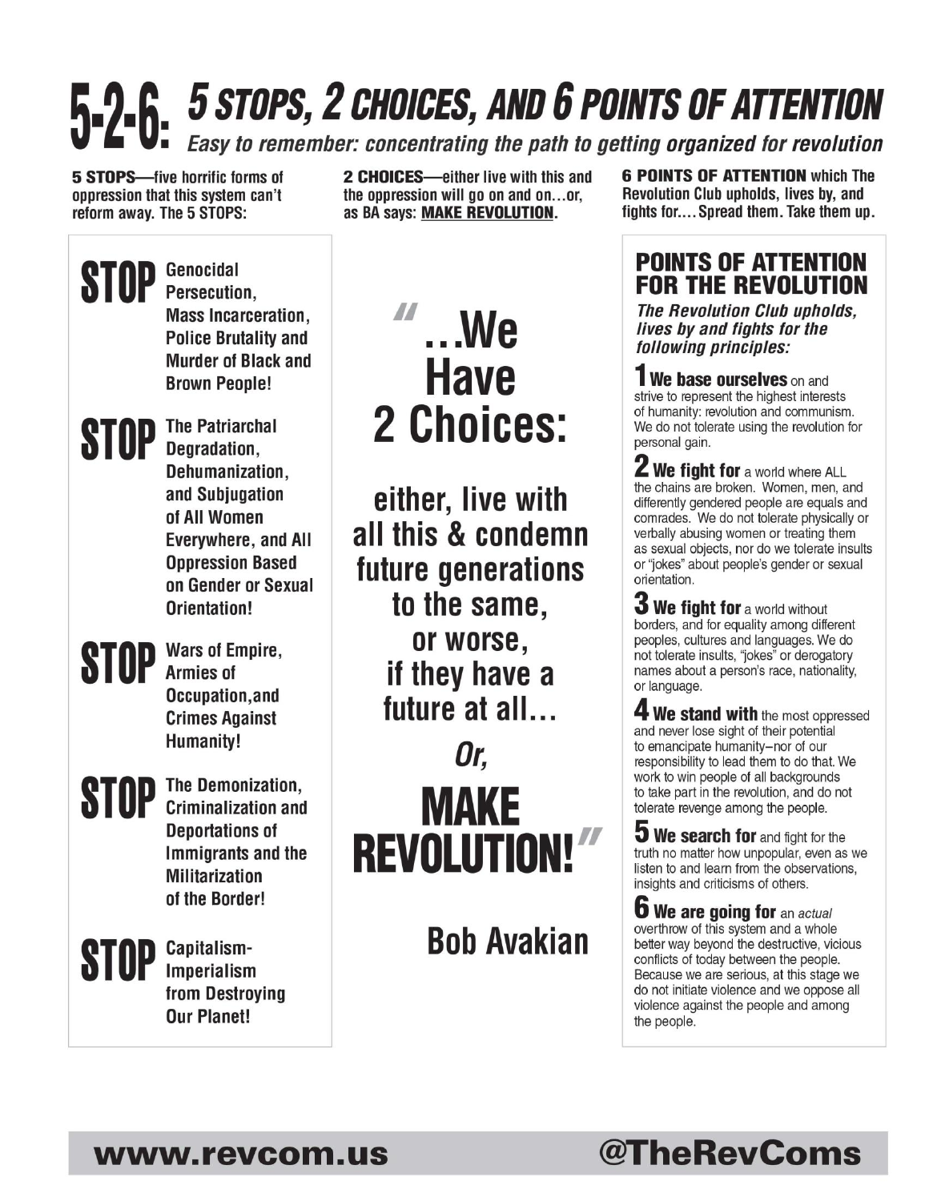# 5-2-6: 5 STOPS, 2 CHOICES, AND 6 POINTS OF ATTENTION

*Easy to remember: concentrating the path to getting organized for revolution*

**5 STOPS**—five horrific forms of oppression that this system can't reform away. The 5 STOPS:

**STOP** Genocidal Persecution, Mass Incarceration, Police Brutality and Murder of Black and Brown People!

**STOP** The Patriarchal Degradation, Dehumanization, and Subjugation of All Women Everywhere, and All Oppression Based on Gender or Sexual Orientation!

**STOP** Wars of Empire, Armies of Occupation, and Crimes Against Humanity!

**STOP** The Demonization, Criminalization and Deportations of Immigrants and the Militarization of the Border!

**STOP** Capitalism-Imperialism from Destroying Our Planet!

**2 CHOICES**—either live with this and the oppression will go on and on…or, as BA says: **MAKE REVOLUTION**.

> "…We Have 2 Choices:
>
> either, live with all this & condemn future generations to the same, or worse, if they have a future at all…
>
> *Or,*
>
> **MAKE REVOLUTION!**"
>
> Bob Avakian

**6 POINTS OF ATTENTION** which The Revolution Club upholds, lives by, and fights for.… Spread them. Take them up.

## POINTS OF ATTENTION FOR THE REVOLUTION

***The Revolution Club upholds, lives by and fights for the following principles:***

**1 We base ourselves** on and strive to represent the highest interests of humanity: revolution and communism. We do not tolerate using the revolution for personal gain.

**2 We fight for** a world where ALL the chains are broken. Women, men, and differently gendered people are equals and comrades. We do not tolerate physically or verbally abusing women or treating them as sexual objects, nor do we tolerate insults or "jokes" about people's gender or sexual orientation.

**3 We fight for** a world without borders, and for equality among different peoples, cultures and languages. We do not tolerate insults, "jokes" or derogatory names about a person's race, nationality, or language.

**4 We stand with** the most oppressed and never lose sight of their potential to emancipate humanity–nor of our responsibility to lead them to do that. We work to win people of all backgrounds to take part in the revolution, and do not tolerate revenge among the people.

**5 We search for** and fight for the truth no matter how unpopular, even as we listen to and learn from the observations, insights and criticisms of others.

**6 We are going for** an *actual* overthrow of this system and a whole better way beyond the destructive, vicious conflicts of today between the people. Because we are serious, at this stage we do not initiate violence and we oppose all violence against the people and among the people.

**www.revcom.us** **@TheRevComs**